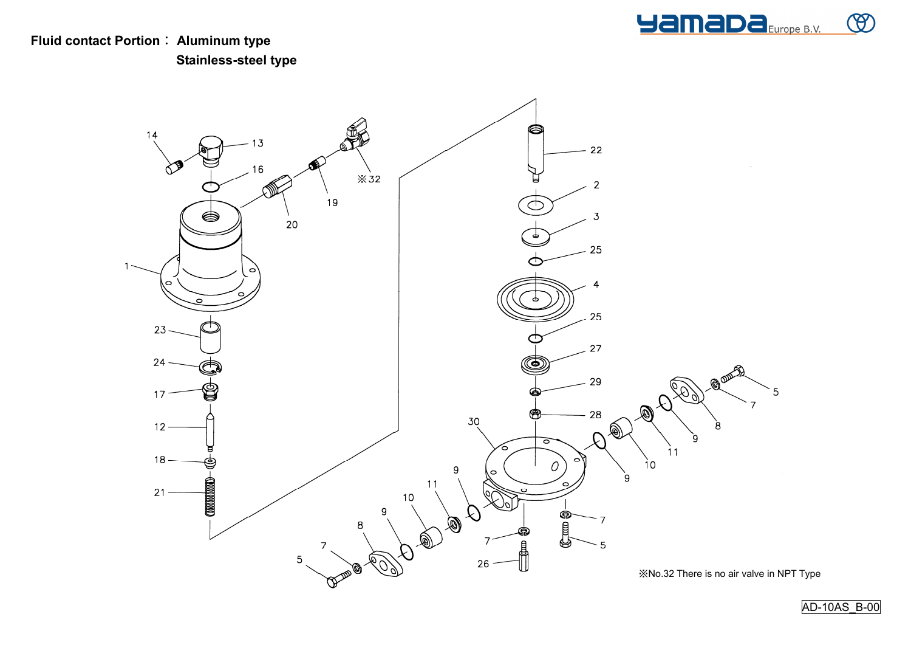**Fluid contact Portion： Aluminum type**

**Stainless-steel type**

※No.32 There is no air valve in NPT Type

AD-10AS_B-00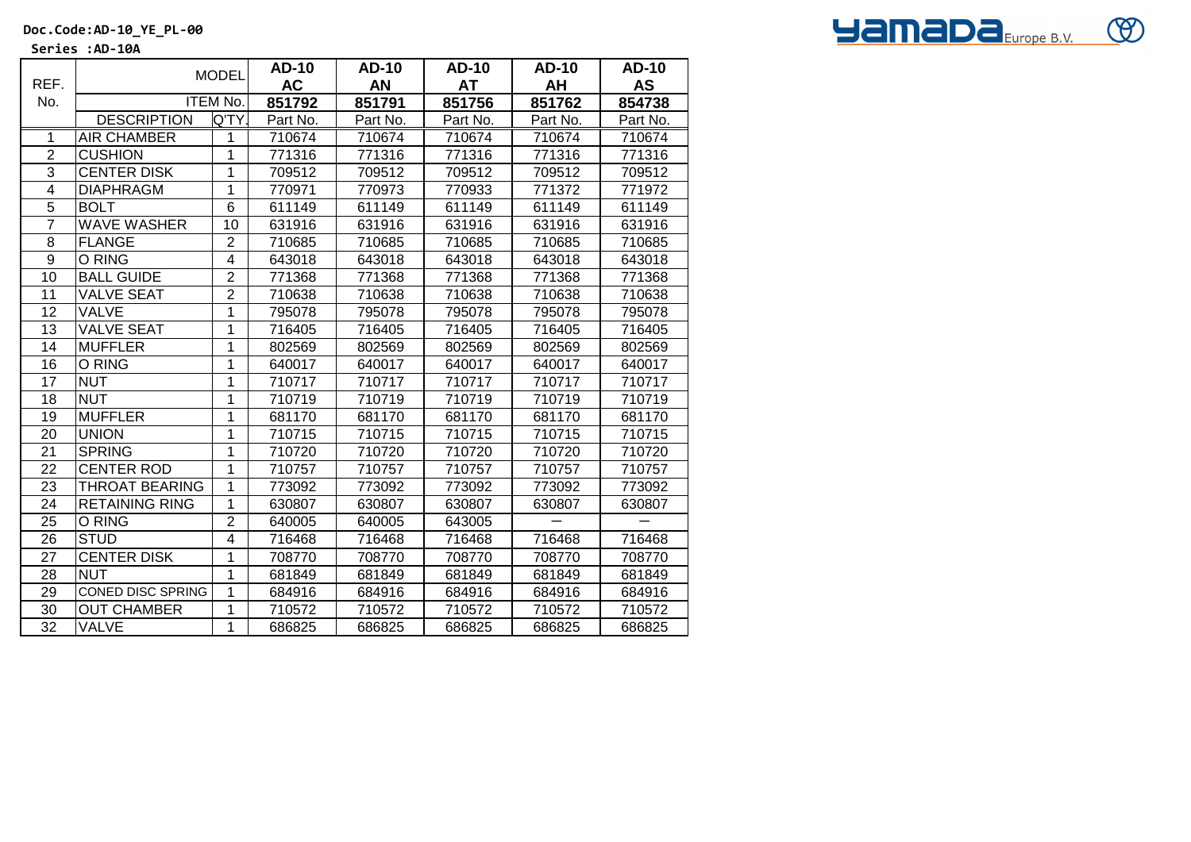Doc.Code:AD-10_YE_PL-00

Series :AD-10A

| REF. No. | MODEL | | AD-10 AC | AD-10 AN | AD-10 AT | AD-10 AH | AD-10 AS |
|---|---|---|---|---|---|---|---|
| | ITEM No. | | 851792 | 851791 | 851756 | 851762 | 854738 |
| | DESCRIPTION | Q'TY. | Part No. | Part No. | Part No. | Part No. | Part No. |
| 1 | AIR CHAMBER | 1 | 710674 | 710674 | 710674 | 710674 | 710674 |
| 2 | CUSHION | 1 | 771316 | 771316 | 771316 | 771316 | 771316 |
| 3 | CENTER DISK | 1 | 709512 | 709512 | 709512 | 709512 | 709512 |
| 4 | DIAPHRAGM | 1 | 770971 | 770973 | 770933 | 771372 | 771972 |
| 5 | BOLT | 6 | 611149 | 611149 | 611149 | 611149 | 611149 |
| 7 | WAVE WASHER | 10 | 631916 | 631916 | 631916 | 631916 | 631916 |
| 8 | FLANGE | 2 | 710685 | 710685 | 710685 | 710685 | 710685 |
| 9 | O RING | 4 | 643018 | 643018 | 643018 | 643018 | 643018 |
| 10 | BALL GUIDE | 2 | 771368 | 771368 | 771368 | 771368 | 771368 |
| 11 | VALVE SEAT | 2 | 710638 | 710638 | 710638 | 710638 | 710638 |
| 12 | VALVE | 1 | 795078 | 795078 | 795078 | 795078 | 795078 |
| 13 | VALVE SEAT | 1 | 716405 | 716405 | 716405 | 716405 | 716405 |
| 14 | MUFFLER | 1 | 802569 | 802569 | 802569 | 802569 | 802569 |
| 16 | O RING | 1 | 640017 | 640017 | 640017 | 640017 | 640017 |
| 17 | NUT | 1 | 710717 | 710717 | 710717 | 710717 | 710717 |
| 18 | NUT | 1 | 710719 | 710719 | 710719 | 710719 | 710719 |
| 19 | MUFFLER | 1 | 681170 | 681170 | 681170 | 681170 | 681170 |
| 20 | UNION | 1 | 710715 | 710715 | 710715 | 710715 | 710715 |
| 21 | SPRING | 1 | 710720 | 710720 | 710720 | 710720 | 710720 |
| 22 | CENTER ROD | 1 | 710757 | 710757 | 710757 | 710757 | 710757 |
| 23 | THROAT BEARING | 1 | 773092 | 773092 | 773092 | 773092 | 773092 |
| 24 | RETAINING RING | 1 | 630807 | 630807 | 630807 | 630807 | 630807 |
| 25 | O RING | 2 | 640005 | 640005 | 643005 | — | — |
| 26 | STUD | 4 | 716468 | 716468 | 716468 | 716468 | 716468 |
| 27 | CENTER DISK | 1 | 708770 | 708770 | 708770 | 708770 | 708770 |
| 28 | NUT | 1 | 681849 | 681849 | 681849 | 681849 | 681849 |
| 29 | CONED DISC SPRING | 1 | 684916 | 684916 | 684916 | 684916 | 684916 |
| 30 | OUT CHAMBER | 1 | 710572 | 710572 | 710572 | 710572 | 710572 |
| 32 | VALVE | 1 | 686825 | 686825 | 686825 | 686825 | 686825 |